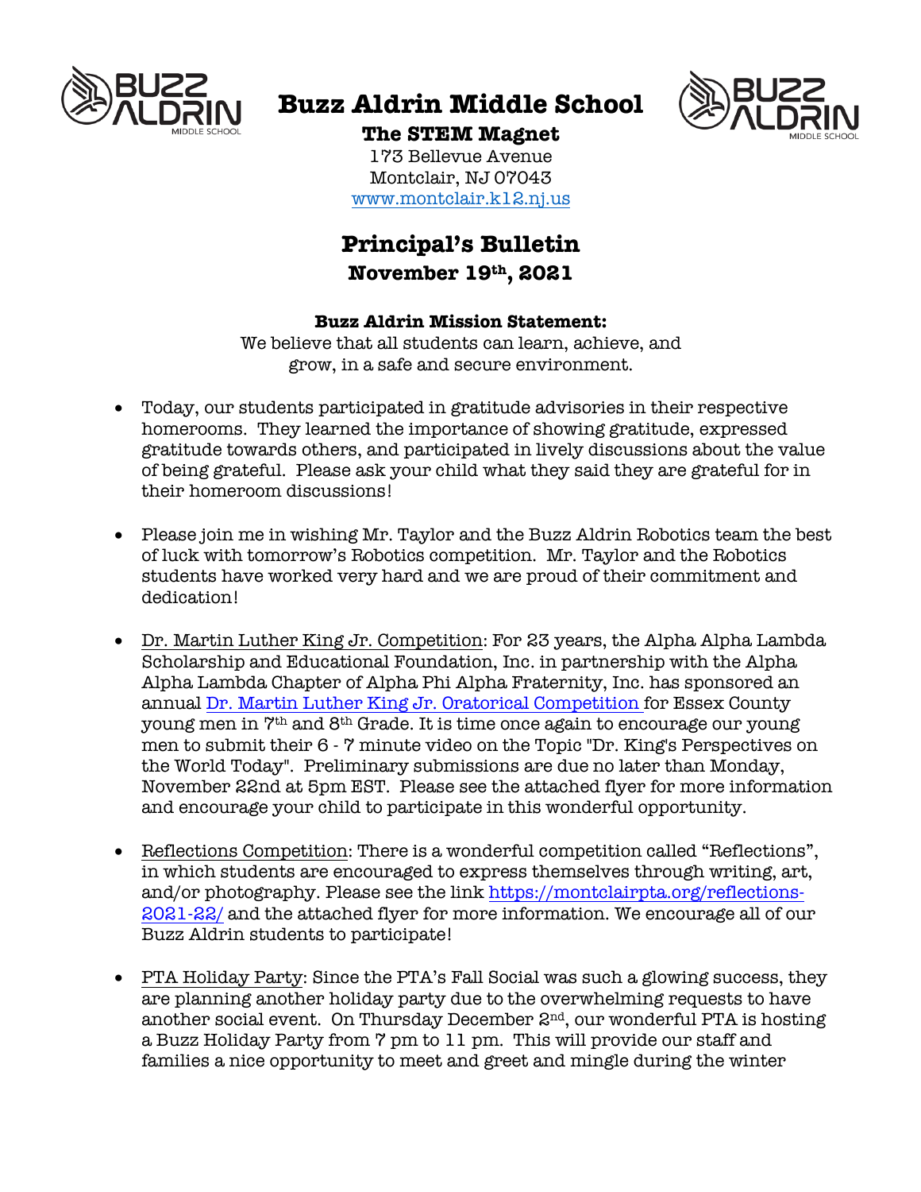# Buzz Aldrin Middle School

**The STEM Magnet**

173 Bellevue Avenue
Montclair, NJ 07043
www.montclair.k12.nj.us

## Principal's Bulletin

**November 19th, 2021**

**Buzz Aldrin Mission Statement:**
We believe that all students can learn, achieve, and grow, in a safe and secure environment.

- Today, our students participated in gratitude advisories in their respective homerooms. They learned the importance of showing gratitude, expressed gratitude towards others, and participated in lively discussions about the value of being grateful. Please ask your child what they said they are grateful for in their homeroom discussions!

- Please join me in wishing Mr. Taylor and the Buzz Aldrin Robotics team the best of luck with tomorrow's Robotics competition. Mr. Taylor and the Robotics students have worked very hard and we are proud of their commitment and dedication!

- Dr. Martin Luther King Jr. Competition: For 23 years, the Alpha Alpha Lambda Scholarship and Educational Foundation, Inc. in partnership with the Alpha Alpha Lambda Chapter of Alpha Phi Alpha Fraternity, Inc. has sponsored an annual Dr. Martin Luther King Jr. Oratorical Competition for Essex County young men in 7th and 8th Grade. It is time once again to encourage our young men to submit their 6 - 7 minute video on the Topic "Dr. King's Perspectives on the World Today". Preliminary submissions are due no later than Monday, November 22nd at 5pm EST. Please see the attached flyer for more information and encourage your child to participate in this wonderful opportunity.

- Reflections Competition: There is a wonderful competition called "Reflections", in which students are encouraged to express themselves through writing, art, and/or photography. Please see the link https://montclairpta.org/reflections-2021-22/ and the attached flyer for more information. We encourage all of our Buzz Aldrin students to participate!

- PTA Holiday Party: Since the PTA's Fall Social was such a glowing success, they are planning another holiday party due to the overwhelming requests to have another social event. On Thursday December 2nd, our wonderful PTA is hosting a Buzz Holiday Party from 7 pm to 11 pm. This will provide our staff and families a nice opportunity to meet and greet and mingle during the winter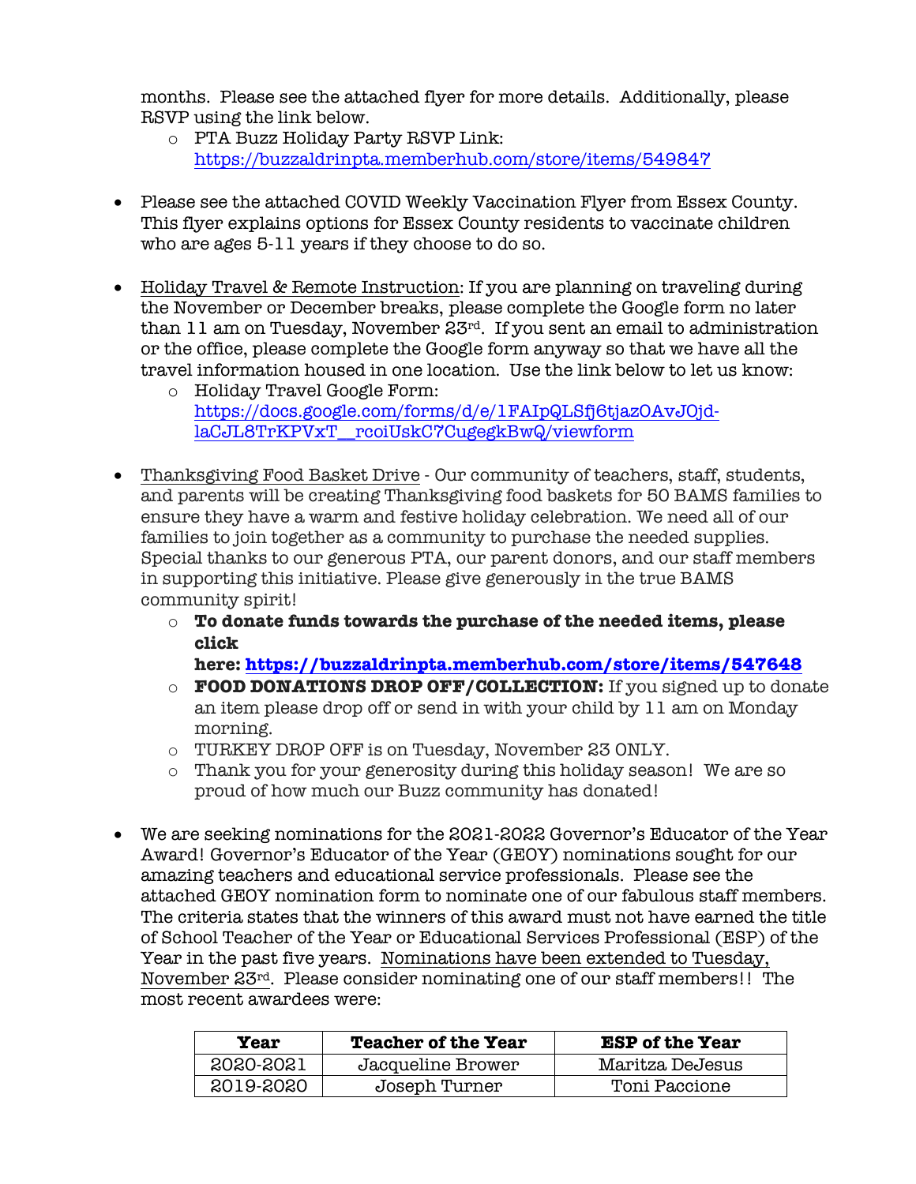months. Please see the attached flyer for more details. Additionally, please RSVP using the link below.

  - PTA Buzz Holiday Party RSVP Link: https://buzzaldrinpta.memberhub.com/store/items/549847

- Please see the attached COVID Weekly Vaccination Flyer from Essex County. This flyer explains options for Essex County residents to vaccinate children who are ages 5-11 years if they choose to do so.

- Holiday Travel & Remote Instruction: If you are planning on traveling during the November or December breaks, please complete the Google form no later than 11 am on Tuesday, November 23rd. If you sent an email to administration or the office, please complete the Google form anyway so that we have all the travel information housed in one location. Use the link below to let us know:
  - Holiday Travel Google Form: https://docs.google.com/forms/d/e/1FAIpQLSfj6tjazOAvJOjd-laCJL8TrKPVxT__rcoiUskC7CugegkBwQ/viewform

- Thanksgiving Food Basket Drive - Our community of teachers, staff, students, and parents will be creating Thanksgiving food baskets for 50 BAMS families to ensure they have a warm and festive holiday celebration. We need all of our families to join together as a community to purchase the needed supplies. Special thanks to our generous PTA, our parent donors, and our staff members in supporting this initiative. Please give generously in the true BAMS community spirit!
  - **To donate funds towards the purchase of the needed items, please click here: https://buzzaldrinpta.memberhub.com/store/items/547648**
  - **FOOD DONATIONS DROP OFF/COLLECTION:** If you signed up to donate an item please drop off or send in with your child by 11 am on Monday morning.
  - TURKEY DROP OFF is on Tuesday, November 23 ONLY.
  - Thank you for your generosity during this holiday season! We are so proud of how much our Buzz community has donated!

- We are seeking nominations for the 2021-2022 Governor's Educator of the Year Award! Governor's Educator of the Year (GEOY) nominations sought for our amazing teachers and educational service professionals. Please see the attached GEOY nomination form to nominate one of our fabulous staff members. The criteria states that the winners of this award must not have earned the title of School Teacher of the Year or Educational Services Professional (ESP) of the Year in the past five years. Nominations have been extended to Tuesday, November 23rd. Please consider nominating one of our staff members!! The most recent awardees were:

| Year | Teacher of the Year | ESP of the Year |
|---|---|---|
| 2020-2021 | Jacqueline Brower | Maritza DeJesus |
| 2019-2020 | Joseph Turner | Toni Paccione |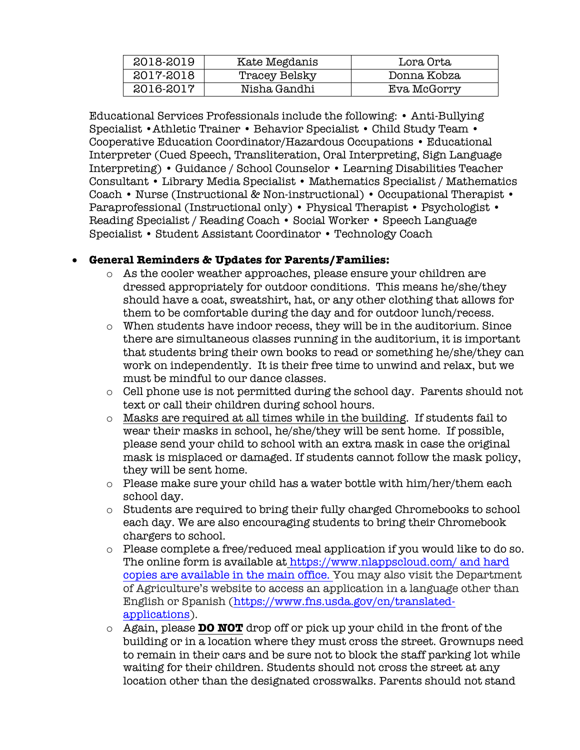| 2018-2019 | Kate Megdanis | Lora Orta |
|---|---|---|
| 2017-2018 | Tracey Belsky | Donna Kobza |
| 2016-2017 | Nisha Gandhi | Eva McGorry |

Educational Services Professionals include the following: • Anti-Bullying Specialist •Athletic Trainer • Behavior Specialist • Child Study Team • Cooperative Education Coordinator/Hazardous Occupations • Educational Interpreter (Cued Speech, Transliteration, Oral Interpreting, Sign Language Interpreting) • Guidance / School Counselor • Learning Disabilities Teacher Consultant • Library Media Specialist • Mathematics Specialist / Mathematics Coach • Nurse (Instructional & Non-instructional) • Occupational Therapist • Paraprofessional (Instructional only) • Physical Therapist • Psychologist • Reading Specialist / Reading Coach • Social Worker • Speech Language Specialist • Student Assistant Coordinator • Technology Coach

- **General Reminders & Updates for Parents/Families:**
    - As the cooler weather approaches, please ensure your children are dressed appropriately for outdoor conditions. This means he/she/they should have a coat, sweatshirt, hat, or any other clothing that allows for them to be comfortable during the day and for outdoor lunch/recess.
    - When students have indoor recess, they will be in the auditorium. Since there are simultaneous classes running in the auditorium, it is important that students bring their own books to read or something he/she/they can work on independently. It is their free time to unwind and relax, but we must be mindful to our dance classes.
    - Cell phone use is not permitted during the school day. Parents should not text or call their children during school hours.
    - Masks are required at all times while in the building. If students fail to wear their masks in school, he/she/they will be sent home. If possible, please send your child to school with an extra mask in case the original mask is misplaced or damaged. If students cannot follow the mask policy, they will be sent home.
    - Please make sure your child has a water bottle with him/her/them each school day.
    - Students are required to bring their fully charged Chromebooks to school each day. We are also encouraging students to bring their Chromebook chargers to school.
    - Please complete a free/reduced meal application if you would like to do so. The online form is available at https://www.nlappscloud.com/ and hard copies are available in the main office. You may also visit the Department of Agriculture's website to access an application in a language other than English or Spanish (https://www.fns.usda.gov/cn/translated-applications).
    - Again, please **DO NOT** drop off or pick up your child in the front of the building or in a location where they must cross the street. Grownups need to remain in their cars and be sure not to block the staff parking lot while waiting for their children. Students should not cross the street at any location other than the designated crosswalks. Parents should not stand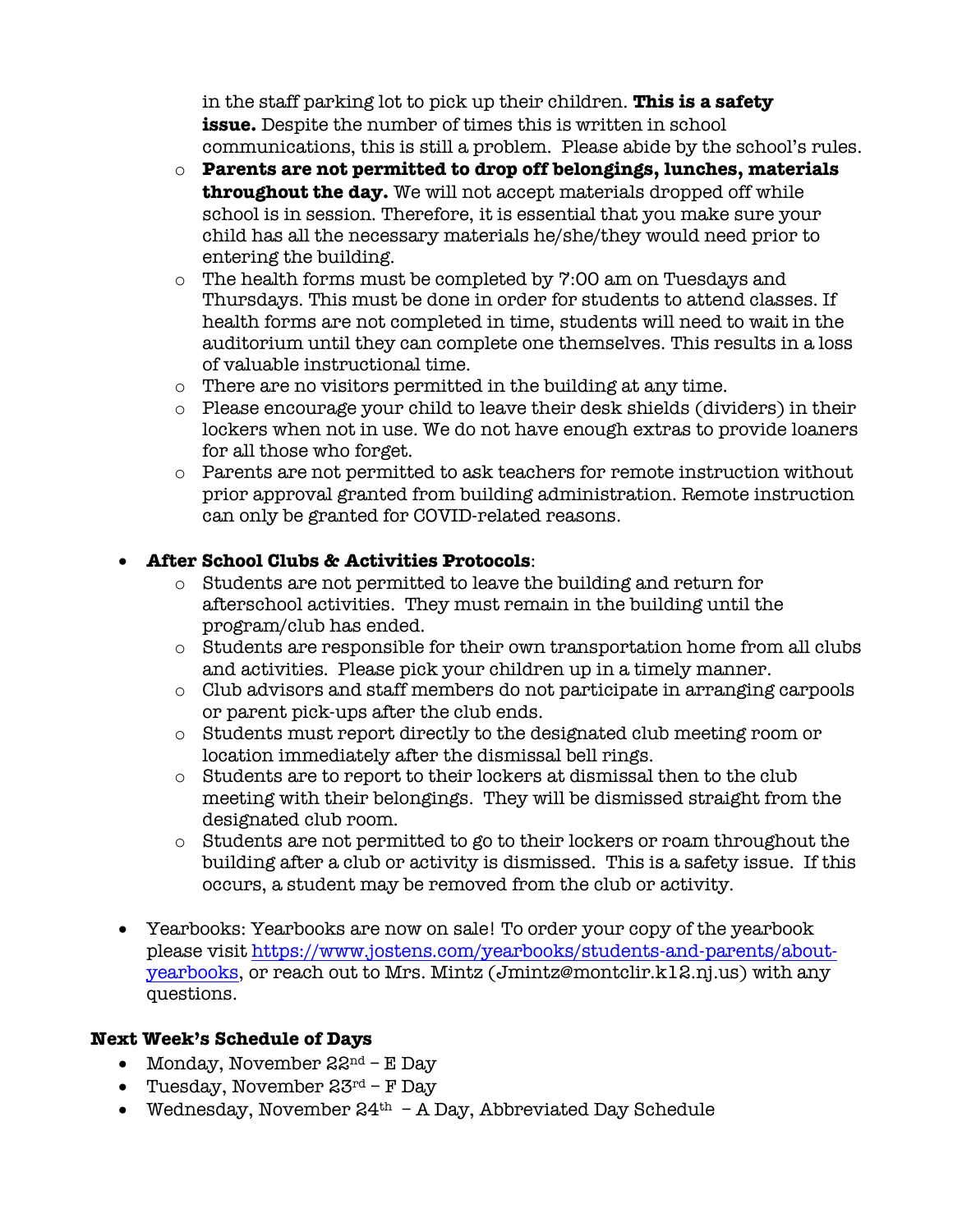in the staff parking lot to pick up their children. **This is a safety issue.** Despite the number of times this is written in school communications, this is still a problem. Please abide by the school's rules.
  - **Parents are not permitted to drop off belongings, lunches, materials throughout the day.** We will not accept materials dropped off while school is in session. Therefore, it is essential that you make sure your child has all the necessary materials he/she/they would need prior to entering the building.
  - The health forms must be completed by 7:00 am on Tuesdays and Thursdays. This must be done in order for students to attend classes. If health forms are not completed in time, students will need to wait in the auditorium until they can complete one themselves. This results in a loss of valuable instructional time.
  - There are no visitors permitted in the building at any time.
  - Please encourage your child to leave their desk shields (dividers) in their lockers when not in use. We do not have enough extras to provide loaners for all those who forget.
  - Parents are not permitted to ask teachers for remote instruction without prior approval granted from building administration. Remote instruction can only be granted for COVID-related reasons.

- **After School Clubs & Activities Protocols**:
  - Students are not permitted to leave the building and return for afterschool activities. They must remain in the building until the program/club has ended.
  - Students are responsible for their own transportation home from all clubs and activities. Please pick your children up in a timely manner.
  - Club advisors and staff members do not participate in arranging carpools or parent pick-ups after the club ends.
  - Students must report directly to the designated club meeting room or location immediately after the dismissal bell rings.
  - Students are to report to their lockers at dismissal then to the club meeting with their belongings. They will be dismissed straight from the designated club room.
  - Students are not permitted to go to their lockers or roam throughout the building after a club or activity is dismissed. This is a safety issue. If this occurs, a student may be removed from the club or activity.

- Yearbooks: Yearbooks are now on sale! To order your copy of the yearbook please visit [https://www.jostens.com/yearbooks/students-and-parents/about-yearbooks](https://www.jostens.com/yearbooks/students-and-parents/about-yearbooks), or reach out to Mrs. Mintz (Jmintz@montclir.k12.nj.us) with any questions.

**Next Week's Schedule of Days**

- Monday, November 22nd – E Day
- Tuesday, November 23rd – F Day
- Wednesday, November 24th – A Day, Abbreviated Day Schedule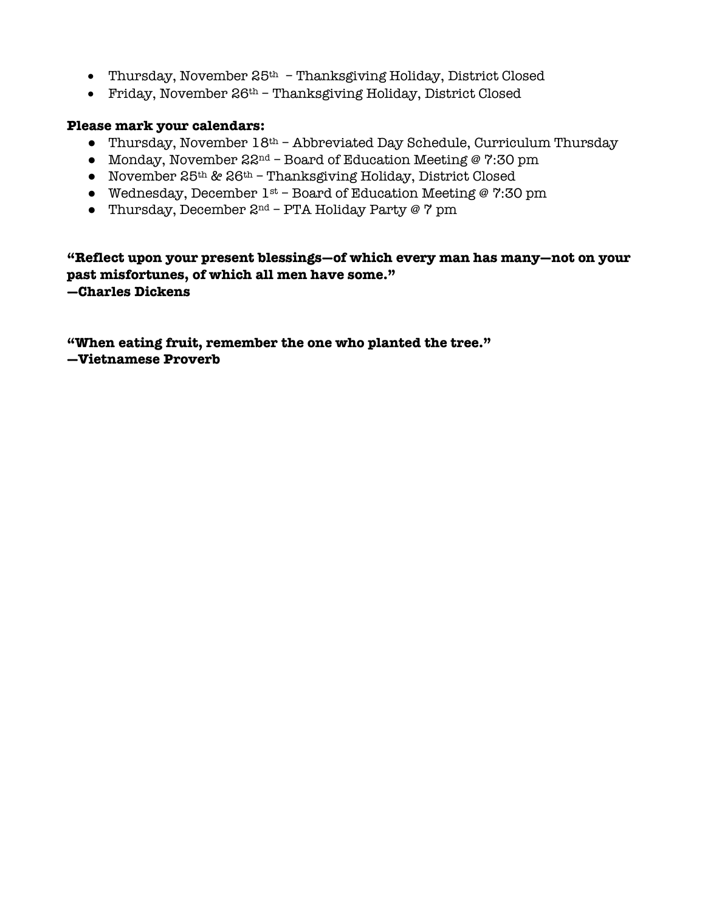- Thursday, November 25th – Thanksgiving Holiday, District Closed
- Friday, November 26th – Thanksgiving Holiday, District Closed

**Please mark your calendars:**

- Thursday, November 18th – Abbreviated Day Schedule, Curriculum Thursday
- Monday, November 22nd – Board of Education Meeting @ 7:30 pm
- November 25th & 26th – Thanksgiving Holiday, District Closed
- Wednesday, December 1st – Board of Education Meeting @ 7:30 pm
- Thursday, December 2nd – PTA Holiday Party @ 7 pm

**"Reflect upon your present blessings—of which every man has many—not on your past misfortunes, of which all men have some."**
**—Charles Dickens**

**"When eating fruit, remember the one who planted the tree."**
**—Vietnamese Proverb**